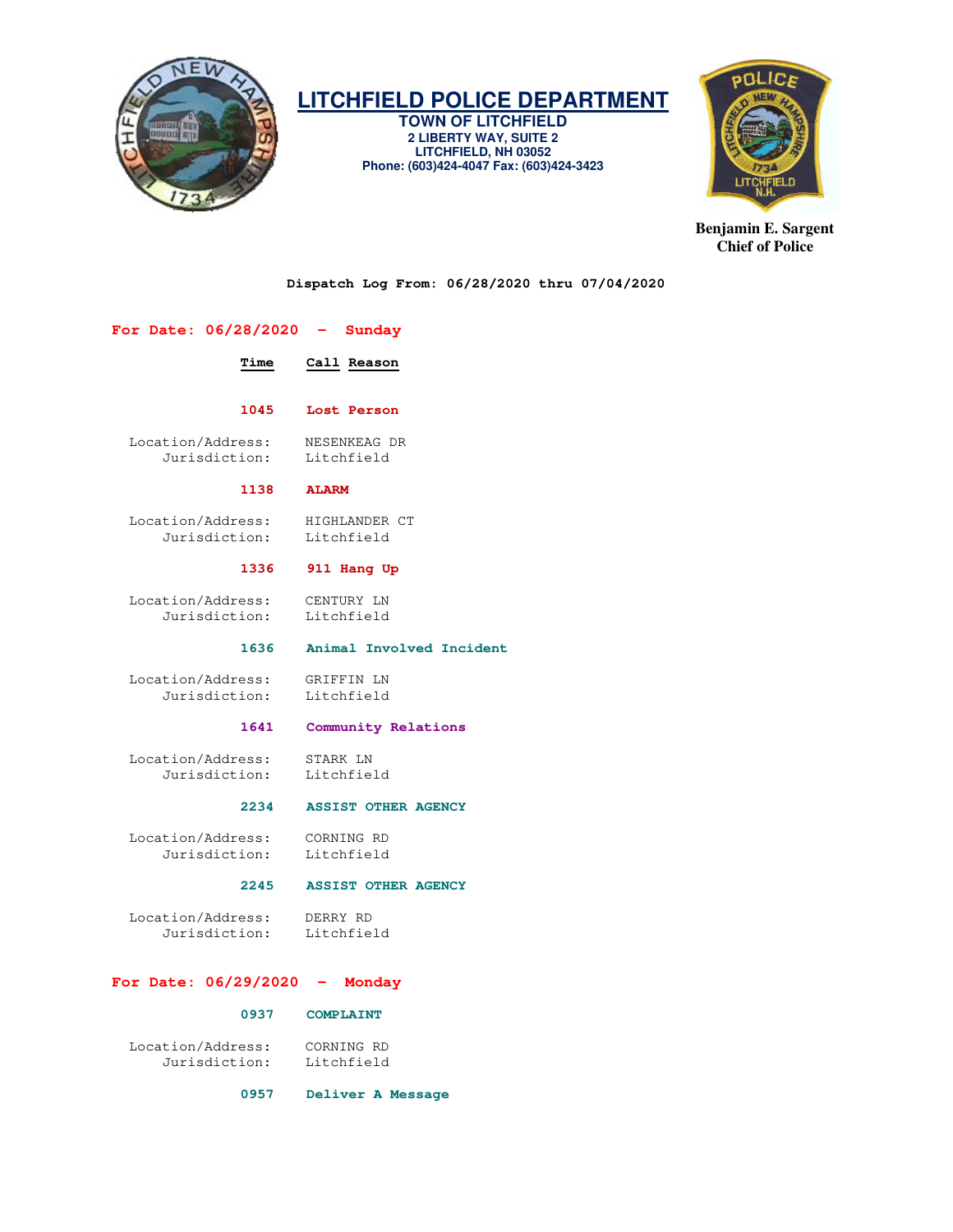# LITCHFIELD POLICE DEPARTMENT

**TOWN OF LITCHFIELD**
**2 LIBERTY WAY, SUITE 2**
**LITCHFIELD, NH 03052**
**Phone: (603)424-4047 Fax: (603)424-3423**

**Benjamin E. Sargent**
**Chief of Police**

**Dispatch Log From: 06/28/2020 thru 07/04/2020**

## For Date: 06/28/2020 - Sunday

| Time | Call Reason |
|---|---|

**1045 Lost Person**

Location/Address: NESENKEAG DR
Jurisdiction: Litchfield

**1138 ALARM**

Location/Address: HIGHLANDER CT
Jurisdiction: Litchfield

**1336 911 Hang Up**

Location/Address: CENTURY LN
Jurisdiction: Litchfield

**1636 Animal Involved Incident**

Location/Address: GRIFFIN LN
Jurisdiction: Litchfield

**1641 Community Relations**

Location/Address: STARK LN
Jurisdiction: Litchfield

**2234 ASSIST OTHER AGENCY**

Location/Address: CORNING RD
Jurisdiction: Litchfield

**2245 ASSIST OTHER AGENCY**

Location/Address: DERRY RD
Jurisdiction: Litchfield

## For Date: 06/29/2020 - Monday

**0937 COMPLAINT**

Location/Address: CORNING RD
Jurisdiction: Litchfield

**0957 Deliver A Message**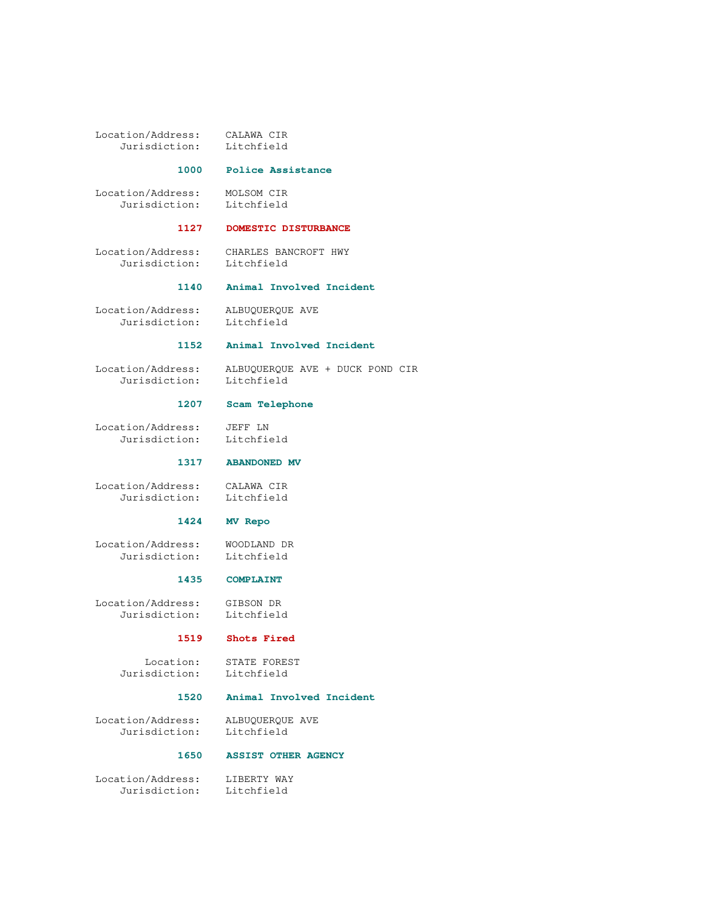Location/Address: CALAWA CIR
Jurisdiction: Litchfield

**1000 Police Assistance**

Location/Address: MOLSOM CIR
Jurisdiction: Litchfield

**1127 DOMESTIC DISTURBANCE**

Location/Address: CHARLES BANCROFT HWY
Jurisdiction: Litchfield

**1140 Animal Involved Incident**

Location/Address: ALBUQUERQUE AVE
Jurisdiction: Litchfield

**1152 Animal Involved Incident**

Location/Address: ALBUQUERQUE AVE + DUCK POND CIR
Jurisdiction: Litchfield

**1207 Scam Telephone**

Location/Address: JEFF LN
Jurisdiction: Litchfield

**1317 ABANDONED MV**

Location/Address: CALAWA CIR
Jurisdiction: Litchfield

**1424 MV Repo**

Location/Address: WOODLAND DR
Jurisdiction: Litchfield

**1435 COMPLAINT**

Location/Address: GIBSON DR
Jurisdiction: Litchfield

**1519 Shots Fired**

Location: STATE FOREST
Jurisdiction: Litchfield

**1520 Animal Involved Incident**

Location/Address: ALBUQUERQUE AVE
Jurisdiction: Litchfield

**1650 ASSIST OTHER AGENCY**

Location/Address: LIBERTY WAY
Jurisdiction: Litchfield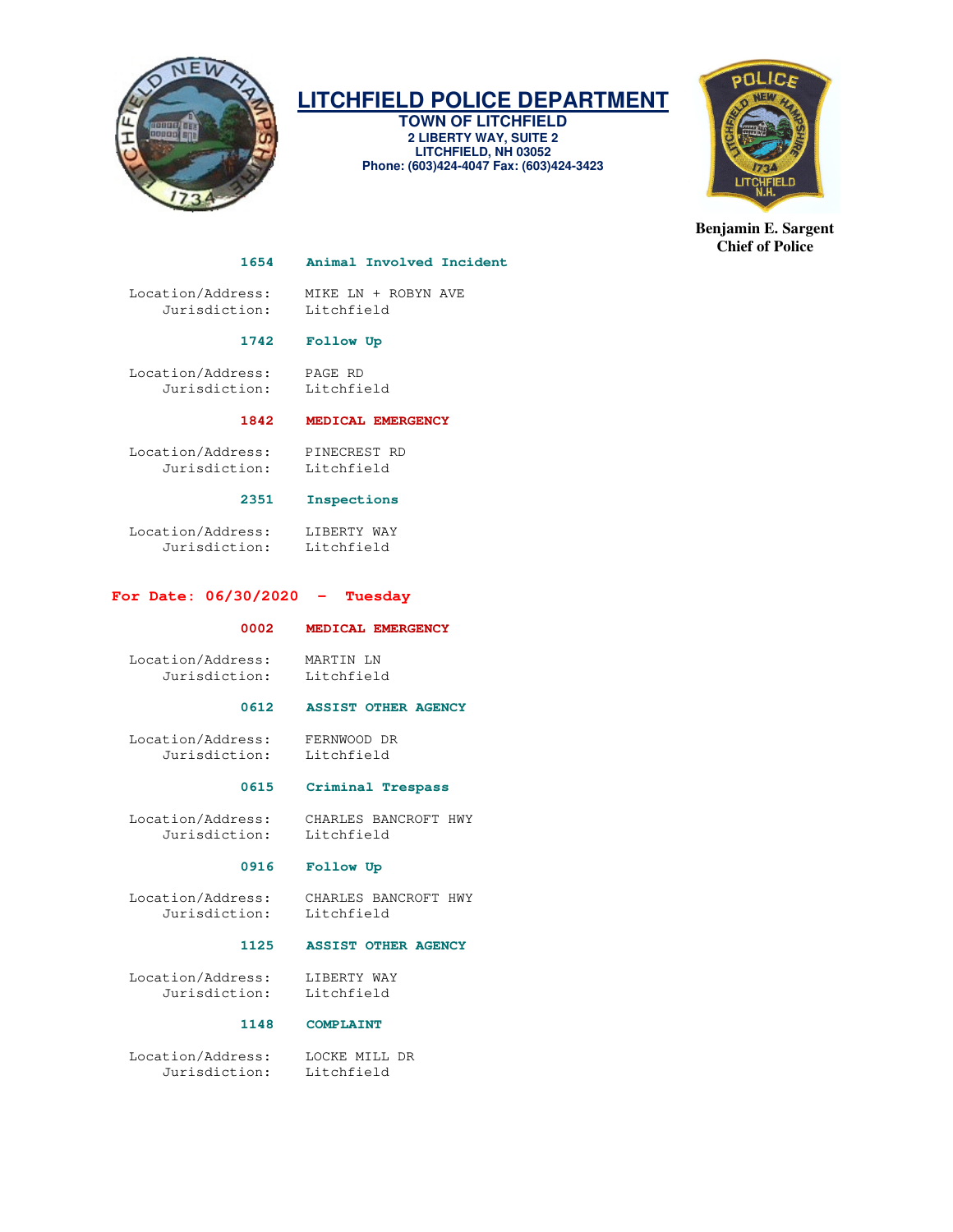**1654 Animal Involved Incident**

Location/Address: MIKE LN + ROBYN AVE
Jurisdiction: Litchfield

**1742 Follow Up**

Location/Address: PAGE RD
Jurisdiction: Litchfield

**1842 MEDICAL EMERGENCY**

Location/Address: PINECREST RD
Jurisdiction: Litchfield

**2351 Inspections**

Location/Address: LIBERTY WAY
Jurisdiction: Litchfield

## For Date: 06/30/2020 - Tuesday

**0002 MEDICAL EMERGENCY**

Location/Address: MARTIN LN
Jurisdiction: Litchfield

**0612 ASSIST OTHER AGENCY**

Location/Address: FERNWOOD DR
Jurisdiction: Litchfield

**0615 Criminal Trespass**

Location/Address: CHARLES BANCROFT HWY
Jurisdiction: Litchfield

**0916 Follow Up**

Location/Address: CHARLES BANCROFT HWY
Jurisdiction: Litchfield

**1125 ASSIST OTHER AGENCY**

Location/Address: LIBERTY WAY
Jurisdiction: Litchfield

**1148 COMPLAINT**

Location/Address: LOCKE MILL DR
Jurisdiction: Litchfield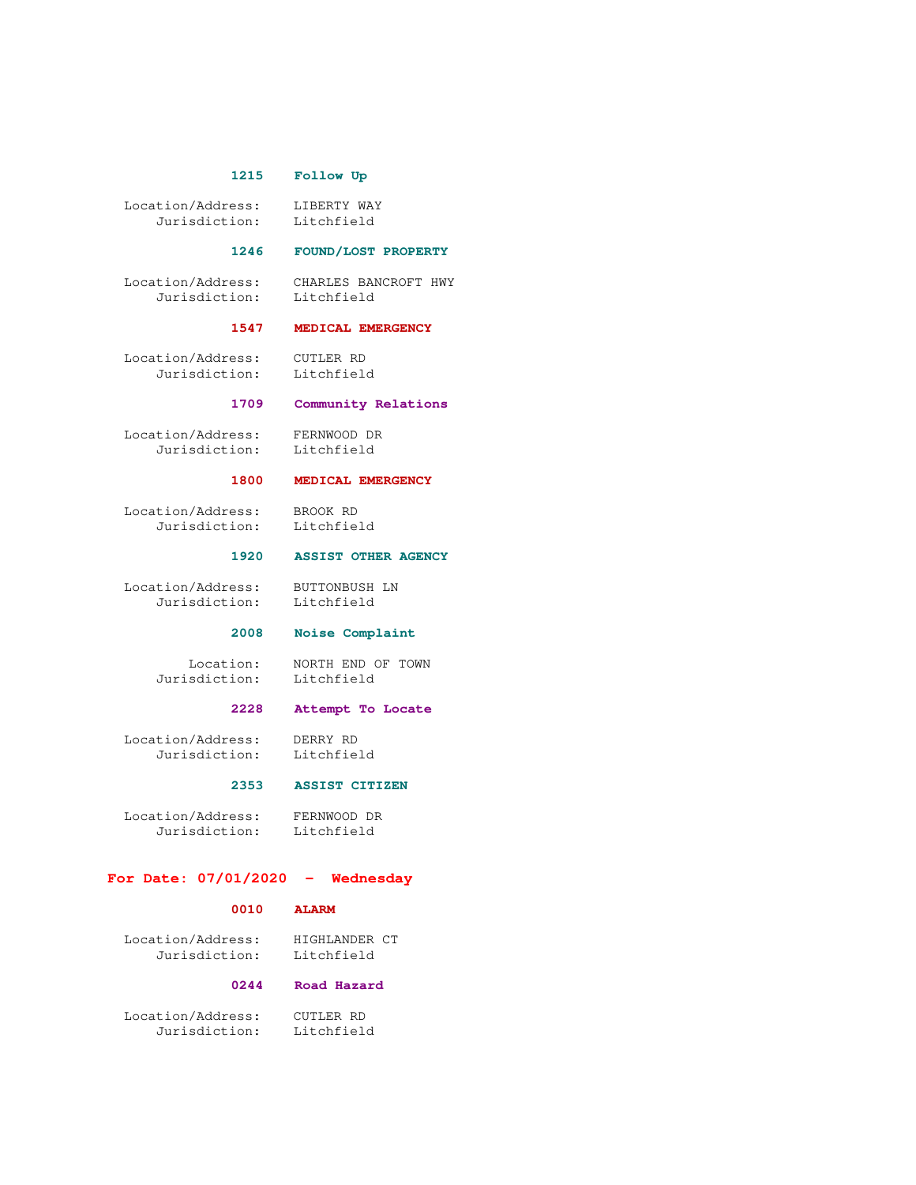**1215 Follow Up**

Location/Address: LIBERTY WAY
Jurisdiction: Litchfield

**1246 FOUND/LOST PROPERTY**

Location/Address: CHARLES BANCROFT HWY
Jurisdiction: Litchfield

**1547 MEDICAL EMERGENCY**

Location/Address: CUTLER RD
Jurisdiction: Litchfield

**1709 Community Relations**

Location/Address: FERNWOOD DR
Jurisdiction: Litchfield

**1800 MEDICAL EMERGENCY**

Location/Address: BROOK RD
Jurisdiction: Litchfield

**1920 ASSIST OTHER AGENCY**

Location/Address: BUTTONBUSH LN
Jurisdiction: Litchfield

**2008 Noise Complaint**

Location: NORTH END OF TOWN
Jurisdiction: Litchfield

**2228 Attempt To Locate**

Location/Address: DERRY RD
Jurisdiction: Litchfield

**2353 ASSIST CITIZEN**

Location/Address: FERNWOOD DR
Jurisdiction: Litchfield

## For Date: 07/01/2020 - Wednesday

**0010 ALARM**

Location/Address: HIGHLANDER CT
Jurisdiction: Litchfield

**0244 Road Hazard**

Location/Address: CUTLER RD
Jurisdiction: Litchfield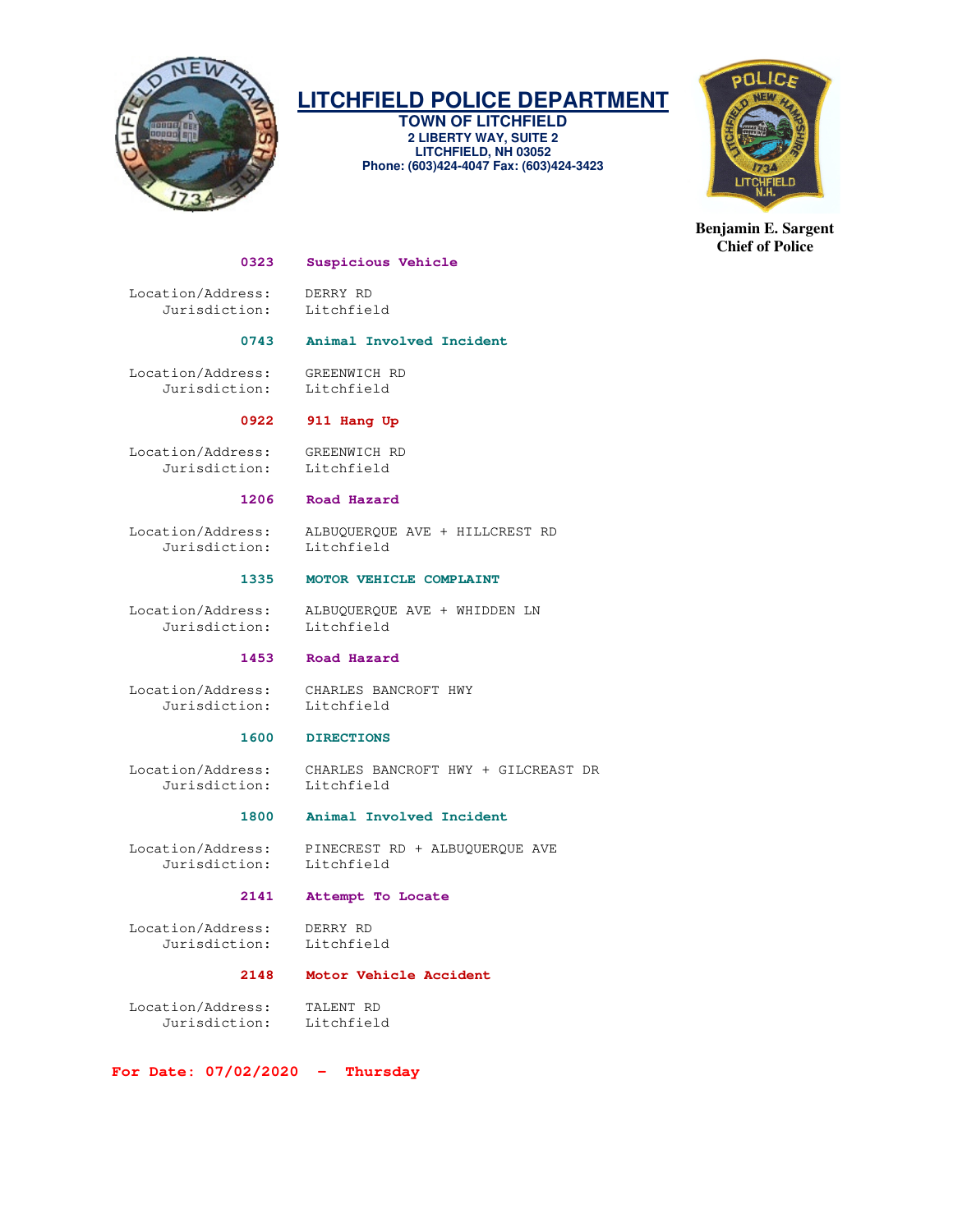# LITCHFIELD POLICE DEPARTMENT

**TOWN OF LITCHFIELD**
**2 LIBERTY WAY, SUITE 2**
**LITCHFIELD, NH 03052**
**Phone: (603)424-4047 Fax: (603)424-3423**

**Benjamin E. Sargent**
**Chief of Police**

**0323 Suspicious Vehicle**

Location/Address: DERRY RD
Jurisdiction: Litchfield

**0743 Animal Involved Incident**

Location/Address: GREENWICH RD
Jurisdiction: Litchfield

**0922 911 Hang Up**

Location/Address: GREENWICH RD
Jurisdiction: Litchfield

**1206 Road Hazard**

Location/Address: ALBUQUERQUE AVE + HILLCREST RD
Jurisdiction: Litchfield

**1335 MOTOR VEHICLE COMPLAINT**

Location/Address: ALBUQUERQUE AVE + WHIDDEN LN
Jurisdiction: Litchfield

**1453 Road Hazard**

Location/Address: CHARLES BANCROFT HWY
Jurisdiction: Litchfield

**1600 DIRECTIONS**

Location/Address: CHARLES BANCROFT HWY + GILCREAST DR
Jurisdiction: Litchfield

**1800 Animal Involved Incident**

Location/Address: PINECREST RD + ALBUQUERQUE AVE
Jurisdiction: Litchfield

**2141 Attempt To Locate**

Location/Address: DERRY RD
Jurisdiction: Litchfield

**2148 Motor Vehicle Accident**

Location/Address: TALENT RD
Jurisdiction: Litchfield

**For Date: 07/02/2020 - Thursday**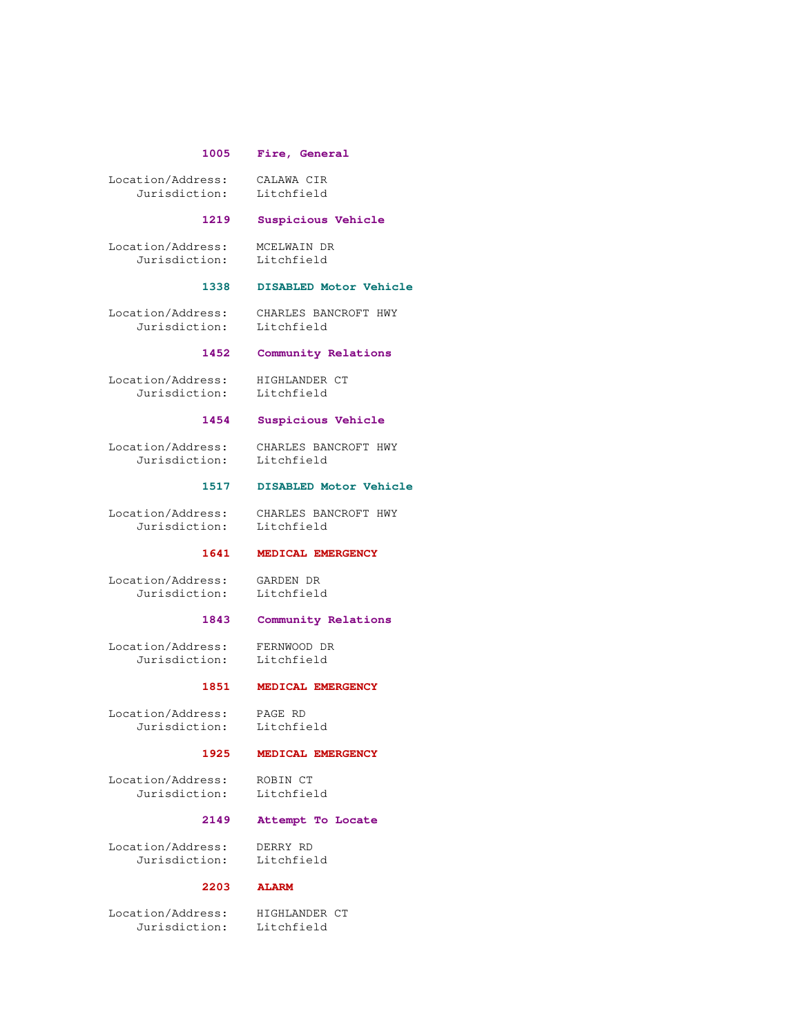**1005 Fire, General**

Location/Address: CALAWA CIR
Jurisdiction: Litchfield

**1219 Suspicious Vehicle**

Location/Address: MCELWAIN DR
Jurisdiction: Litchfield

**1338 DISABLED Motor Vehicle**

Location/Address: CHARLES BANCROFT HWY
Jurisdiction: Litchfield

**1452 Community Relations**

Location/Address: HIGHLANDER CT
Jurisdiction: Litchfield

**1454 Suspicious Vehicle**

Location/Address: CHARLES BANCROFT HWY
Jurisdiction: Litchfield

**1517 DISABLED Motor Vehicle**

Location/Address: CHARLES BANCROFT HWY
Jurisdiction: Litchfield

**1641 MEDICAL EMERGENCY**

Location/Address: GARDEN DR
Jurisdiction: Litchfield

**1843 Community Relations**

Location/Address: FERNWOOD DR
Jurisdiction: Litchfield

**1851 MEDICAL EMERGENCY**

Location/Address: PAGE RD
Jurisdiction: Litchfield

**1925 MEDICAL EMERGENCY**

Location/Address: ROBIN CT
Jurisdiction: Litchfield

**2149 Attempt To Locate**

Location/Address: DERRY RD
Jurisdiction: Litchfield

**2203 ALARM**

Location/Address: HIGHLANDER CT
Jurisdiction: Litchfield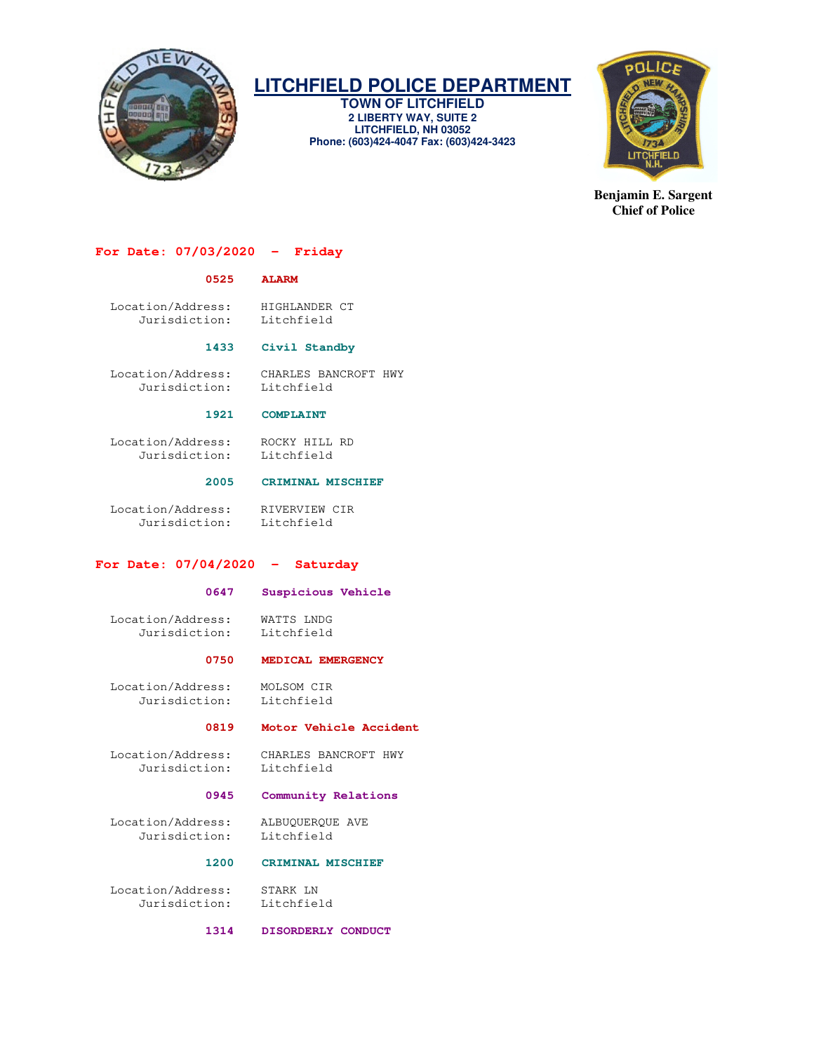# LITCHFIELD POLICE DEPARTMENT

**TOWN OF LITCHFIELD**
**2 LIBERTY WAY, SUITE 2**
**LITCHFIELD, NH 03052**
**Phone: (603)424-4047 Fax: (603)424-3423**

**Benjamin E. Sargent**
**Chief of Police**

## For Date: 07/03/2020 - Friday

**0525 ALARM**

Location/Address: HIGHLANDER CT
Jurisdiction: Litchfield

**1433 Civil Standby**

Location/Address: CHARLES BANCROFT HWY
Jurisdiction: Litchfield

**1921 COMPLAINT**

Location/Address: ROCKY HILL RD
Jurisdiction: Litchfield

**2005 CRIMINAL MISCHIEF**

Location/Address: RIVERVIEW CIR
Jurisdiction: Litchfield

## For Date: 07/04/2020 - Saturday

**0647 Suspicious Vehicle**

Location/Address: WATTS LNDG
Jurisdiction: Litchfield

**0750 MEDICAL EMERGENCY**

Location/Address: MOLSOM CIR
Jurisdiction: Litchfield

**0819 Motor Vehicle Accident**

Location/Address: CHARLES BANCROFT HWY
Jurisdiction: Litchfield

**0945 Community Relations**

Location/Address: ALBUQUERQUE AVE
Jurisdiction: Litchfield

**1200 CRIMINAL MISCHIEF**

Location/Address: STARK LN
Jurisdiction: Litchfield

**1314 DISORDERLY CONDUCT**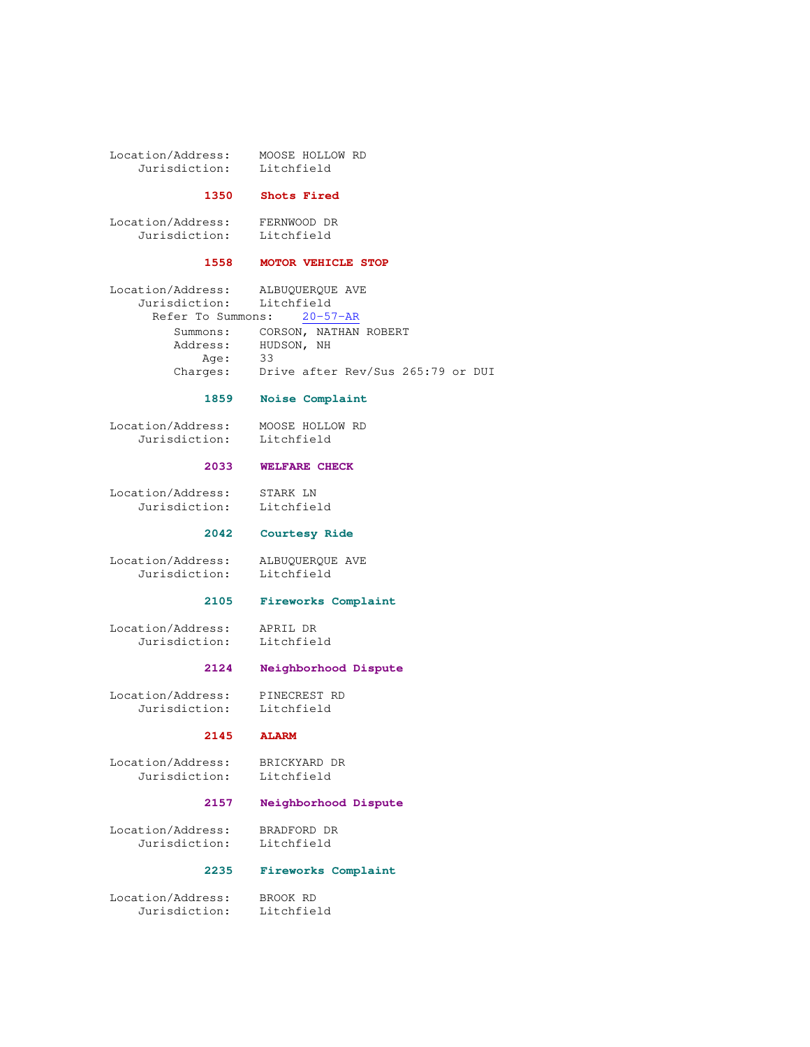Location/Address: MOOSE HOLLOW RD
Jurisdiction: Litchfield

**1350 Shots Fired**

Location/Address: FERNWOOD DR
Jurisdiction: Litchfield

**1558 MOTOR VEHICLE STOP**

Location/Address: ALBUQUERQUE AVE
Jurisdiction: Litchfield
Refer To Summons: 20-57-AR
Summons: CORSON, NATHAN ROBERT
Address: HUDSON, NH
Age: 33
Charges: Drive after Rev/Sus 265:79 or DUI

**1859 Noise Complaint**

Location/Address: MOOSE HOLLOW RD
Jurisdiction: Litchfield

**2033 WELFARE CHECK**

Location/Address: STARK LN
Jurisdiction: Litchfield

**2042 Courtesy Ride**

Location/Address: ALBUQUERQUE AVE
Jurisdiction: Litchfield

**2105 Fireworks Complaint**

Location/Address: APRIL DR
Jurisdiction: Litchfield

**2124 Neighborhood Dispute**

Location/Address: PINECREST RD
Jurisdiction: Litchfield

**2145 ALARM**

Location/Address: BRICKYARD DR
Jurisdiction: Litchfield

**2157 Neighborhood Dispute**

Location/Address: BRADFORD DR
Jurisdiction: Litchfield

**2235 Fireworks Complaint**

Location/Address: BROOK RD
Jurisdiction: Litchfield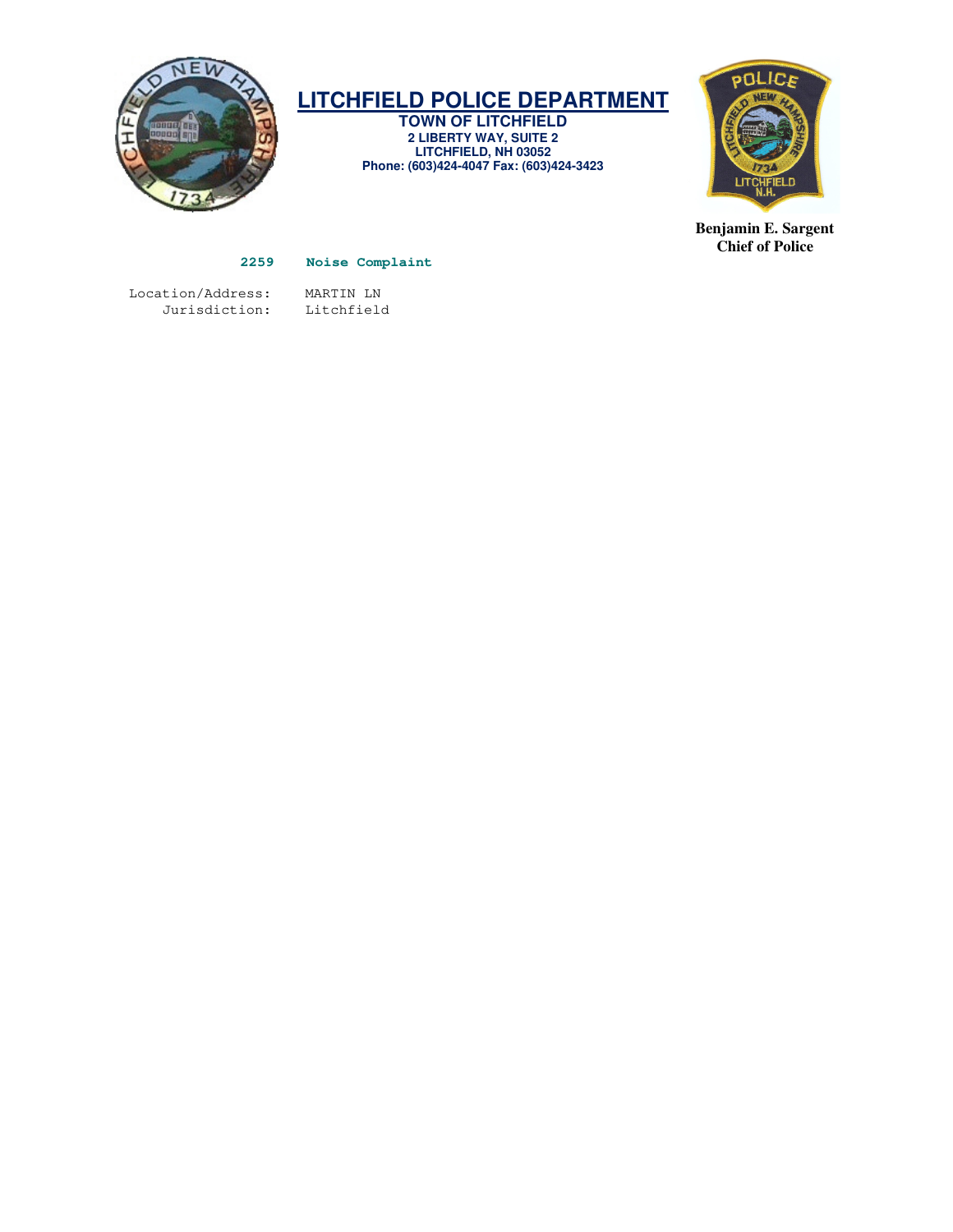# LITCHFIELD POLICE DEPARTMENT

**TOWN OF LITCHFIELD**
**2 LIBERTY WAY, SUITE 2**
**LITCHFIELD, NH 03052**
**Phone: (603)424-4047 Fax: (603)424-3423**

**Benjamin E. Sargent**
**Chief of Police**

**2259 Noise Complaint**

Location/Address: MARTIN LN
Jurisdiction: Litchfield